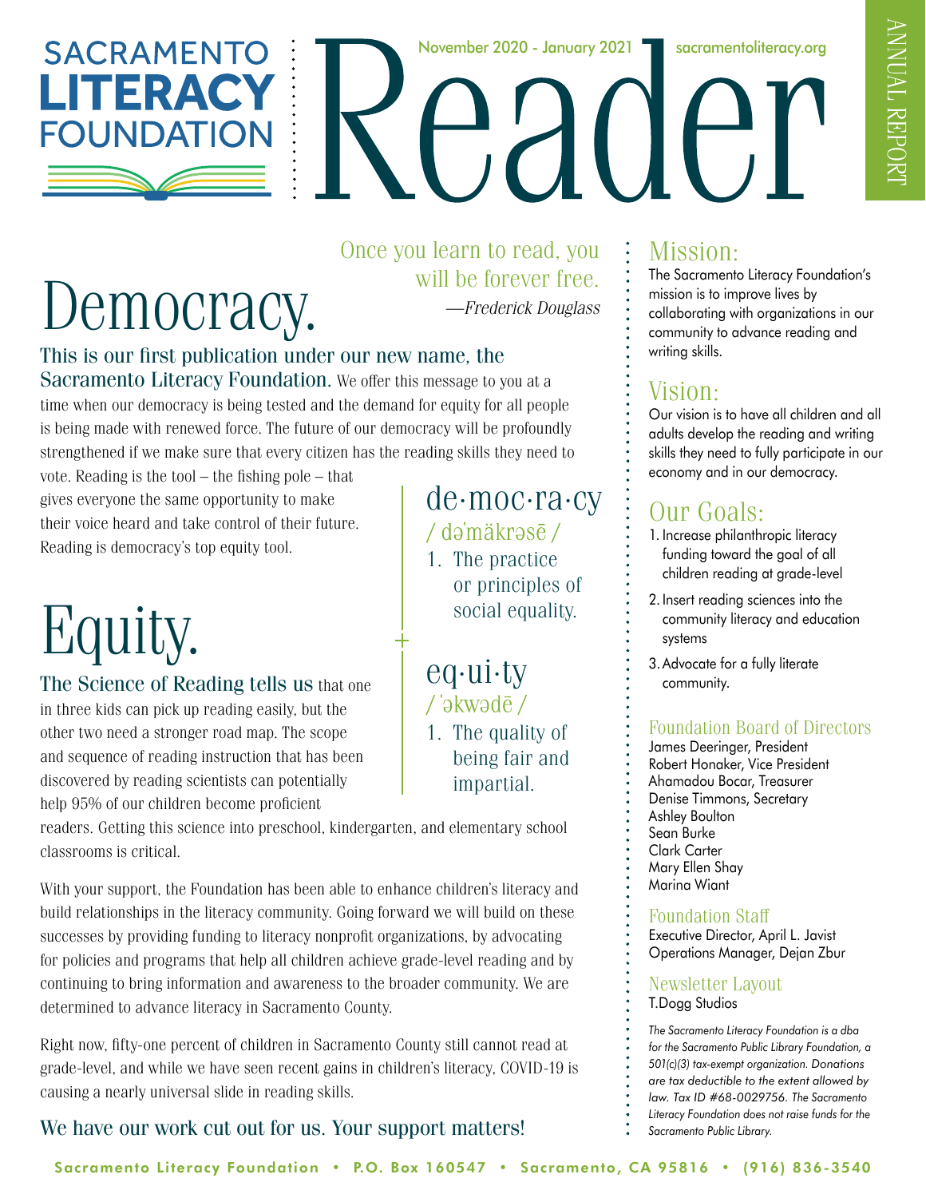# Sacramento Literacy Foundation Reader

November 2020 - January 2021 | sacramentoliteracy.org

ANNUAL REPORT

> Once you learn to read, you will be forever free.
>
> *—Frederick Douglass*

## Democracy.

**This is our first publication under our new name, the Sacramento Literacy Foundation.** We offer this message to you at a time when our democracy is being tested and the demand for equity for all people is being made with renewed force. The future of our democracy will be profoundly strengthened if we make sure that every citizen has the reading skills they need to vote. Reading is the tool – the fishing pole – that gives everyone the same opportunity to make their voice heard and take control of their future. Reading is democracy's top equity tool.

**de·moc·ra·cy** / dəˈmäkrəsē /

1. The practice or principles of social equality.

**eq·ui·ty** / ˈekwədē /

1. The quality of being fair and impartial.

## Equity.

**The Science of Reading tells us** that one in three kids can pick up reading easily, but the other two need a stronger road map. The scope and sequence of reading instruction that has been discovered by reading scientists can potentially help 95% of our children become proficient readers. Getting this science into preschool, kindergarten, and elementary school classrooms is critical.

With your support, the Foundation has been able to enhance children's literacy and build relationships in the literacy community. Going forward we will build on these successes by providing funding to literacy nonprofit organizations, by advocating for policies and programs that help all children achieve grade-level reading and by continuing to bring information and awareness to the broader community. We are determined to advance literacy in Sacramento County.

Right now, fifty-one percent of children in Sacramento County still cannot read at grade-level, and while we have seen recent gains in children's literacy, COVID-19 is causing a nearly universal slide in reading skills.

**We have our work cut out for us. Your support matters!**

## Mission:

The Sacramento Literacy Foundation's mission is to improve lives by collaborating with organizations in our community to advance reading and writing skills.

## Vision:

Our vision is to have all children and all adults develop the reading and writing skills they need to fully participate in our economy and in our democracy.

## Our Goals:

1. Increase philanthropic literacy funding toward the goal of all children reading at grade-level
2. Insert reading sciences into the community literacy and education systems
3. Advocate for a fully literate community.

### Foundation Board of Directors

James Deeringer, President
Robert Honaker, Vice President
Ahamadou Bocar, Treasurer
Denise Timmons, Secretary
Ashley Boulton
Sean Burke
Clark Carter
Mary Ellen Shay
Marina Wiant

### Foundation Staff

Executive Director, April L. Javist
Operations Manager, Dejan Zbur

### Newsletter Layout

T.Dogg Studios

*The Sacramento Literacy Foundation is a dba for the Sacramento Public Library Foundation, a 501(c)(3) tax-exempt organization. Donations are tax deductible to the extent allowed by law. Tax ID #68-0029756. The Sacramento Literacy Foundation does not raise funds for the Sacramento Public Library.*

Sacramento Literacy Foundation • P.O. Box 160547 • Sacramento, CA 95816 • (916) 836-3540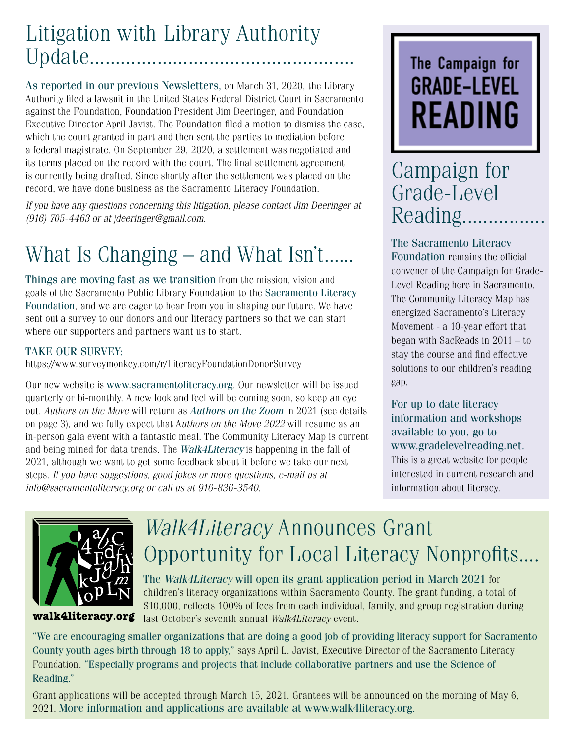## Litigation with Library Authority Update

As reported in our previous Newsletters, on March 31, 2020, the Library Authority filed a lawsuit in the United States Federal District Court in Sacramento against the Foundation, Foundation President Jim Deeringer, and Foundation Executive Director April Javist. The Foundation filed a motion to dismiss the case, which the court granted in part and then sent the parties to mediation before a federal magistrate. On September 29, 2020, a settlement was negotiated and its terms placed on the record with the court. The final settlement agreement is currently being drafted. Since shortly after the settlement was placed on the record, we have done business as the Sacramento Literacy Foundation.

*If you have any questions concerning this litigation, please contact Jim Deeringer at (916) 705-4463 or at jdeeringer@gmail.com.*

## What Is Changing – and What Isn't......

Things are moving fast as we transition from the mission, vision and goals of the Sacramento Public Library Foundation to the Sacramento Literacy Foundation, and we are eager to hear from you in shaping our future. We have sent out a survey to our donors and our literacy partners so that we can start where our supporters and partners want us to start.

TAKE OUR SURVEY:
https://www.surveymonkey.com/r/LiteracyFoundationDonorSurvey

Our new website is www.sacramentoliteracy.org. Our newsletter will be issued quarterly or bi-monthly. A new look and feel will be coming soon, so keep an eye out. *Authors on the Move* will return as *Authors on the Zoom* in 2021 (see details on page 3), and we fully expect that A*uthors on the Move 2022* will resume as an in-person gala event with a fantastic meal. The Community Literacy Map is current and being mined for data trends. The *Walk4Literacy* is happening in the fall of 2021, although we want to get some feedback about it before we take our next steps. *If you have suggestions, good jokes or more questions, e-mail us at info@sacramentoliteracy.org or call us at 916-836-3540.*

The Campaign for GRADE-LEVEL READING

## Campaign for Grade-Level Reading................

The Sacramento Literacy Foundation remains the official convener of the Campaign for Grade-Level Reading here in Sacramento. The Community Literacy Map has energized Sacramento's Literacy Movement - a 10-year effort that began with SacReads in 2011 – to stay the course and find effective solutions to our children's reading gap.

For up to date literacy information and workshops available to you, go to www.gradelevelreading.net. This is a great website for people interested in current research and information about literacy.

walk4literacy.org

## *Walk4Literacy* Announces Grant Opportunity for Local Literacy Nonprofits....

The *Walk4Literacy* will open its grant application period in March 2021 for children's literacy organizations within Sacramento County. The grant funding, a total of $10,000, reflects 100% of fees from each individual, family, and group registration during last October's seventh annual *Walk4Literacy* event.

"We are encouraging smaller organizations that are doing a good job of providing literacy support for Sacramento County youth ages birth through 18 to apply," says April L. Javist, Executive Director of the Sacramento Literacy Foundation. "Especially programs and projects that include collaborative partners and use the Science of Reading."

Grant applications will be accepted through March 15, 2021. Grantees will be announced on the morning of May 6, 2021. More information and applications are available at www.walk4literacy.org.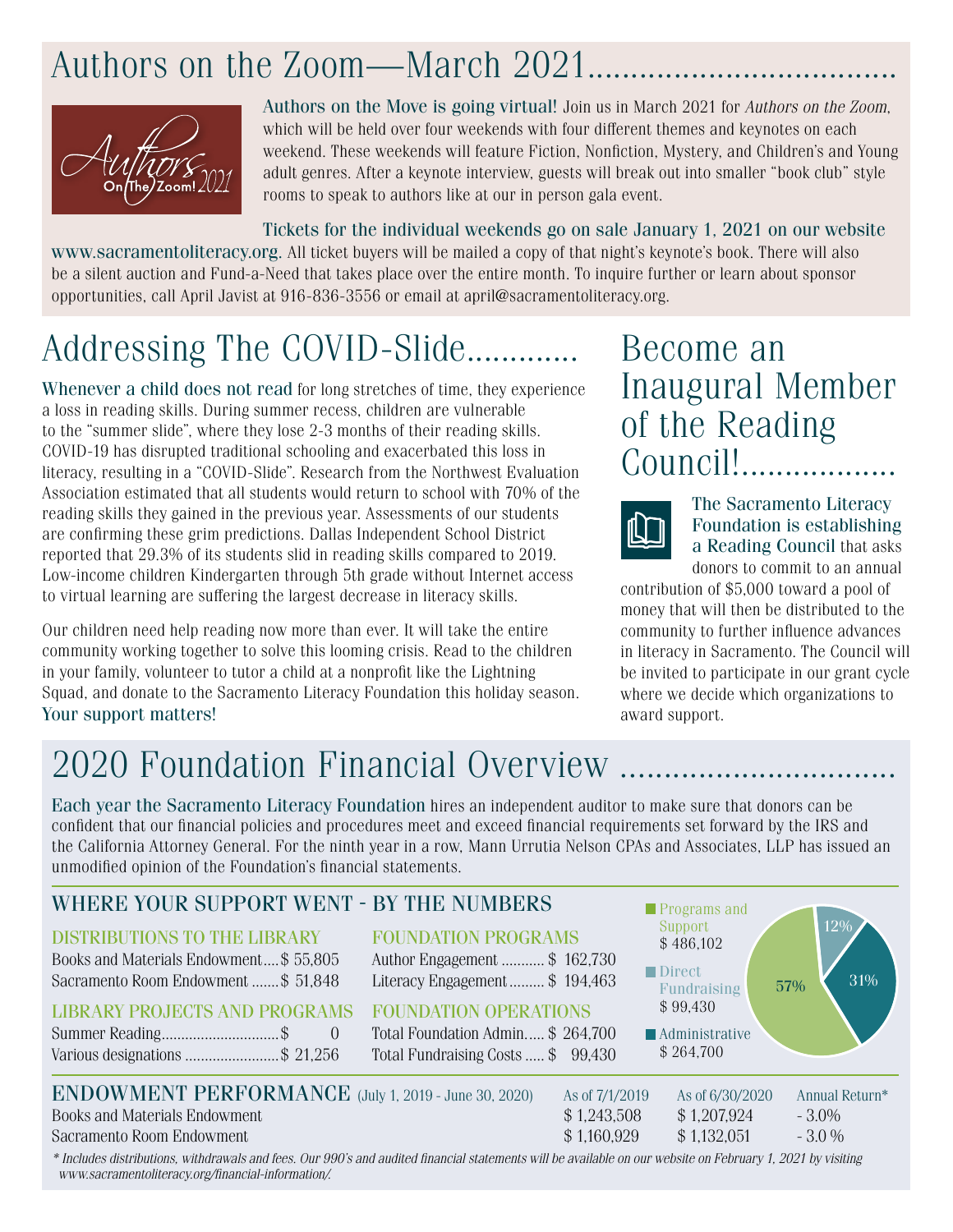# Authors on the Zoom—March 2021

**Authors on the Move is going virtual!** Join us in March 2021 for *Authors on the Zoom*, which will be held over four weekends with four different themes and keynotes on each weekend. These weekends will feature Fiction, Nonfiction, Mystery, and Children's and Young adult genres. After a keynote interview, guests will break out into smaller "book club" style rooms to speak to authors like at our in person gala event.

**Tickets for the individual weekends go on sale January 1, 2021 on our website www.sacramentoliteracy.org.** All ticket buyers will be mailed a copy of that night's keynote's book. There will also be a silent auction and Fund-a-Need that takes place over the entire month. To inquire further or learn about sponsor opportunities, call April Javist at 916-836-3556 or email at april@sacramentoliteracy.org.

# Addressing The COVID-Slide

**Whenever a child does not read** for long stretches of time, they experience a loss in reading skills. During summer recess, children are vulnerable to the "summer slide", where they lose 2-3 months of their reading skills. COVID-19 has disrupted traditional schooling and exacerbated this loss in literacy, resulting in a "COVID-Slide". Research from the Northwest Evaluation Association estimated that all students would return to school with 70% of the reading skills they gained in the previous year. Assessments of our students are confirming these grim predictions. Dallas Independent School District reported that 29.3% of its students slid in reading skills compared to 2019. Low-income children Kindergarten through 5th grade without Internet access to virtual learning are suffering the largest decrease in literacy skills.

Our children need help reading now more than ever. It will take the entire community working together to solve this looming crisis. Read to the children in your family, volunteer to tutor a child at a nonprofit like the Lightning Squad, and donate to the Sacramento Literacy Foundation this holiday season. **Your support matters!**

# Become an Inaugural Member of the Reading Council!

**The Sacramento Literacy Foundation is establishing a Reading Council** that asks donors to commit to an annual contribution of $5,000 toward a pool of money that will then be distributed to the community to further influence advances in literacy in Sacramento. The Council will be invited to participate in our grant cycle where we decide which organizations to award support.

# 2020 Foundation Financial Overview

**Each year the Sacramento Literacy Foundation** hires an independent auditor to make sure that donors can be confident that our financial policies and procedures meet and exceed financial requirements set forward by the IRS and the California Attorney General. For the ninth year in a row, Mann Urrutia Nelson CPAs and Associates, LLP has issued an unmodified opinion of the Foundation's financial statements.

## WHERE YOUR SUPPORT WENT - BY THE NUMBERS

### DISTRIBUTIONS TO THE LIBRARY

| | |
|---|---|
| Books and Materials Endowment | $ 55,805 |
| Sacramento Room Endowment | $ 51,848 |

### LIBRARY PROJECTS AND PROGRAMS

| | |
|---|---|
| Summer Reading | $ 0 |
| Various designations | $ 21,256 |

### FOUNDATION PROGRAMS

| | |
|---|---|
| Author Engagement | $ 162,730 |
| Literacy Engagement | $ 194,463 |

### FOUNDATION OPERATIONS

| | |
|---|---|
| Total Foundation Admin | $ 264,700 |
| Total Fundraising Costs | $ 99,430 |

- Programs and Support $ 486,102 (57%)
- Direct Fundraising $ 99,430 (12%)
- Administrative $ 264,700 (31%)

## ENDOWMENT PERFORMANCE (July 1, 2019 - June 30, 2020)

| | As of 7/1/2019 | As of 6/30/2020 | Annual Return* |
|---|---|---|---|
| Books and Materials Endowment | $ 1,243,508 | $ 1,207,924 | - 3.0% |
| Sacramento Room Endowment | $ 1,160,929 | $ 1,132,051 | - 3.0 % |

*\* Includes distributions, withdrawals and fees. Our 990's and audited financial statements will be available on our website on February 1, 2021 by visiting www.sacramentoliteracy.org/financial-information/.*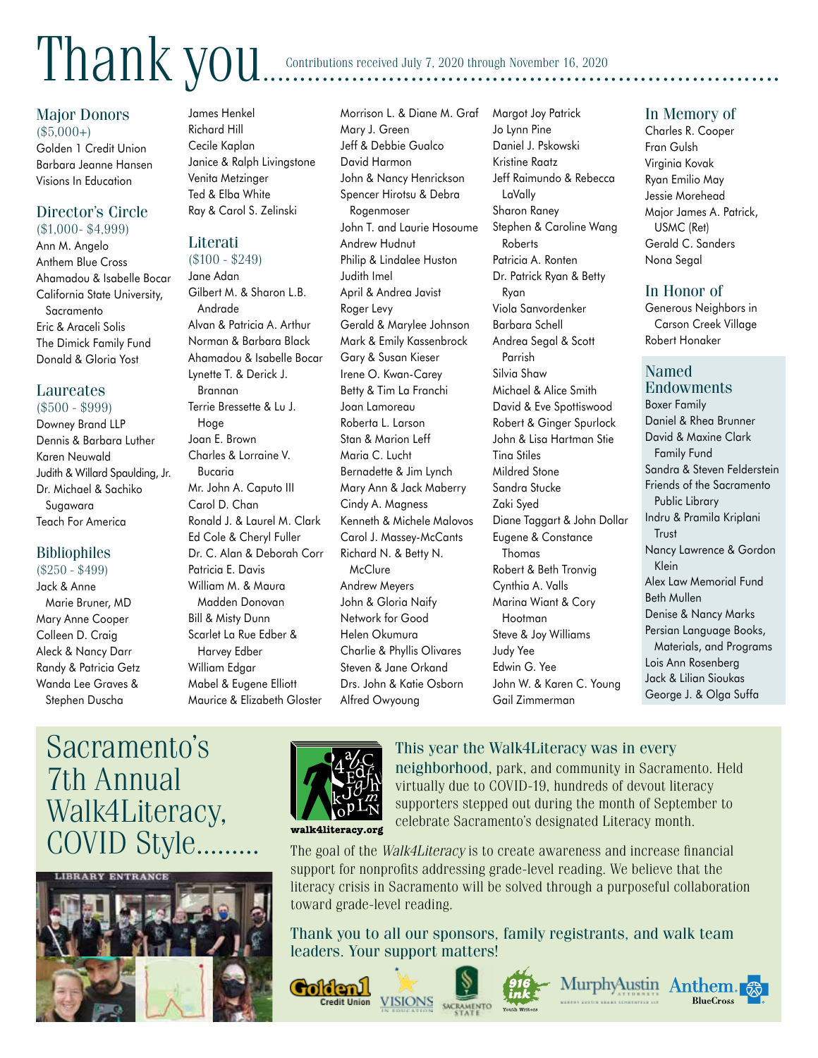# Thank you

Contributions received July 7, 2020 through November 16, 2020

## Major Donors
($5,000+)

Golden 1 Credit Union
Barbara Jeanne Hansen
Visions In Education

## Director's Circle
($1,000- $4,999)

Ann M. Angelo
Anthem Blue Cross
Ahamadou & Isabelle Bocar
California State University, Sacramento
Eric & Araceli Solis
The Dimick Family Fund
Donald & Gloria Yost

## Laureates
($500 - $999)

Downey Brand LLP
Dennis & Barbara Luther
Karen Neuwald
Judith & Willard Spaulding, Jr.
Dr. Michael & Sachiko Sugawara
Teach For America

## Bibliophiles
($250 - $499)

Jack & Anne Marie Bruner, MD
Mary Anne Cooper
Colleen D. Craig
Aleck & Nancy Darr
Randy & Patricia Getz
Wanda Lee Graves & Stephen Duscha
James Henkel
Richard Hill
Cecile Kaplan
Janice & Ralph Livingstone
Venita Metzinger
Ted & Elba White
Ray & Carol S. Zelinski

## Literati
($100 - $249)

Jane Adan
Gilbert M. & Sharon L.B. Andrade
Alvan & Patricia A. Arthur
Norman & Barbara Black
Ahamadou & Isabelle Bocar
Lynette T. & Derick J. Brannan
Terrie Bressette & Lu J. Hoge
Joan E. Brown
Charles & Lorraine V. Bucaria
Mr. John A. Caputo III
Carol D. Chan
Ronald J. & Laurel M. Clark
Ed Cole & Cheryl Fuller
Dr. C. Alan & Deborah Corr
Patricia E. Davis
William M. & Maura Madden Donovan
Bill & Misty Dunn
Scarlet La Rue Edber & Harvey Edber
William Edgar
Mabel & Eugene Elliott
Maurice & Elizabeth Gloster
Morrison L. & Diane M. Graf
Mary J. Green
Jeff & Debbie Gualco
David Harmon
John & Nancy Henrickson
Spencer Hirotsu & Debra Rogenmoser
John T. and Laurie Hosoume
Andrew Hudnut
Philip & Lindalee Huston
Judith Imel
April & Andrea Javist
Roger Levy
Gerald & Marylee Johnson
Mark & Emily Kassenbrock
Gary & Susan Kieser
Irene O. Kwan-Carey
Betty & Tim La Franchi
Joan Lamoreau
Roberta L. Larson
Stan & Marion Leff
Maria C. Lucht
Bernadette & Jim Lynch
Mary Ann & Jack Maberry
Cindy A. Magness
Kenneth & Michele Malovos
Carol J. Massey-McCants
Richard N. & Betty N. McClure
Andrew Meyers
John & Gloria Naify
Network for Good
Helen Okumura
Charlie & Phyllis Olivares
Steven & Jane Orkand
Drs. John & Katie Osborn
Alfred Owyoung
Margot Joy Patrick
Jo Lynn Pine
Daniel J. Pskowski
Kristine Raatz
Jeff Raimundo & Rebecca LaVally
Sharon Raney
Stephen & Caroline Wang Roberts
Patricia A. Ronten
Dr. Patrick Ryan & Betty Ryan
Viola Sanvordenker
Barbara Schell
Andrea Segal & Scott Parrish
Silvia Shaw
Michael & Alice Smith
David & Eve Spottiswood
Robert & Ginger Spurlock
John & Lisa Hartman Stie
Tina Stiles
Mildred Stone
Sandra Stucke
Zaki Syed
Diane Taggart & John Dollar
Eugene & Constance Thomas
Robert & Beth Tronvig
Cynthia A. Valls
Marina Wiant & Cory Hootman
Steve & Joy Williams
Judy Yee
Edwin G. Yee
John W. & Karen C. Young
Gail Zimmerman

## In Memory of

Charles R. Cooper
Fran Gulsh
Virginia Kovak
Ryan Emilio May
Jessie Morehead
Major James A. Patrick, USMC (Ret)
Gerald C. Sanders
Nona Segal

## In Honor of

Generous Neighbors in Carson Creek Village
Robert Honaker

## Named Endowments

Boxer Family
Daniel & Rhea Brunner
David & Maxine Clark Family Fund
Sandra & Steven Felderstein
Friends of the Sacramento Public Library
Indru & Pramila Kriplani Trust
Nancy Lawrence & Gordon Klein
Alex Law Memorial Fund
Beth Mullen
Denise & Nancy Marks
Persian Language Books, Materials, and Programs
Lois Ann Rosenberg
Jack & Lilian Sioukas
George J. & Olga Suffa

# Sacramento's 7th Annual Walk4Literacy, COVID Style.........

walk4literacy.org

This year the Walk4Literacy was in every neighborhood, park, and community in Sacramento. Held virtually due to COVID-19, hundreds of devout literacy supporters stepped out during the month of September to celebrate Sacramento's designated Literacy month.

The goal of the *Walk4Literacy* is to create awareness and increase financial support for nonprofits addressing grade-level reading. We believe that the literacy crisis in Sacramento will be solved through a purposeful collaboration toward grade-level reading.

Thank you to all our sponsors, family registrants, and walk team leaders. Your support matters!

Golden 1 Credit Union · Visions in Education · Sacramento State · 916 ink Youth Writers · MurphyAustin Attorneys · Anthem BlueCross